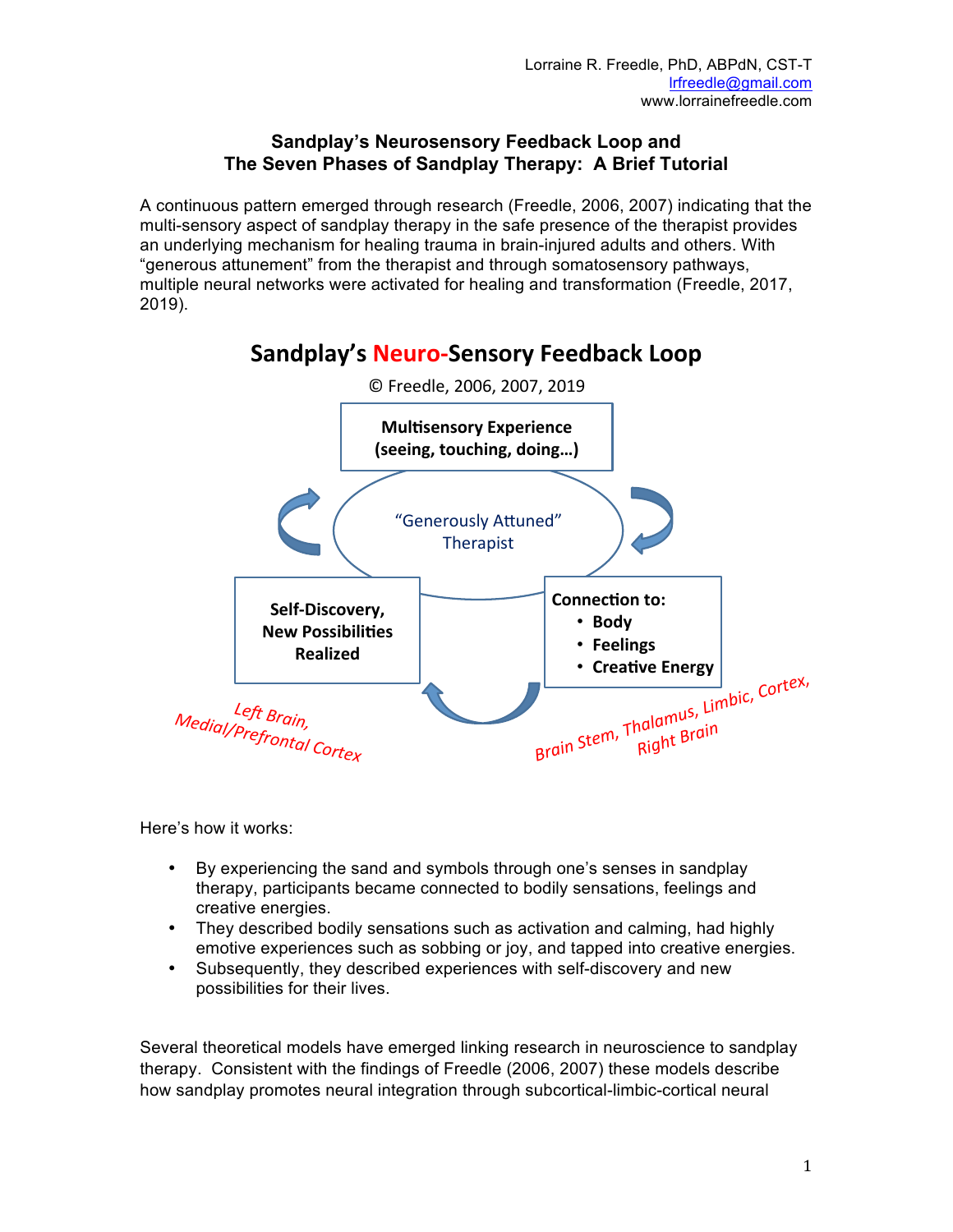Lorraine R. Freedle, PhD, ABPdN, CST-T
lrfreedle@gmail.com
www.lorrainefreedle.com

## Sandplay's Neurosensory Feedback Loop and The Seven Phases of Sandplay Therapy: A Brief Tutorial

A continuous pattern emerged through research (Freedle, 2006, 2007) indicating that the multi-sensory aspect of sandplay therapy in the safe presence of the therapist provides an underlying mechanism for healing trauma in brain-injured adults and others. With "generous attunement" from the therapist and through somatosensory pathways, multiple neural networks were activated for healing and transformation (Freedle, 2017, 2019).

### Sandplay's Neuro-Sensory Feedback Loop

© Freedle, 2006, 2007, 2019

**Multisensory Experience (seeing, touching, doing…)**

"Generously Attuned" Therapist

**Connection to:**
- **Body**
- **Feelings**
- **Creative Energy**

*Brain Stem, Thalamus, Limbic, Cortex, Right Brain*

**Self-Discovery, New Possibilities Realized**

*Left Brain, Medial/Prefrontal Cortex*

Here's how it works:

- By experiencing the sand and symbols through one's senses in sandplay therapy, participants became connected to bodily sensations, feelings and creative energies.
- They described bodily sensations such as activation and calming, had highly emotive experiences such as sobbing or joy, and tapped into creative energies.
- Subsequently, they described experiences with self-discovery and new possibilities for their lives.

Several theoretical models have emerged linking research in neuroscience to sandplay therapy. Consistent with the findings of Freedle (2006, 2007) these models describe how sandplay promotes neural integration through subcortical-limbic-cortical neural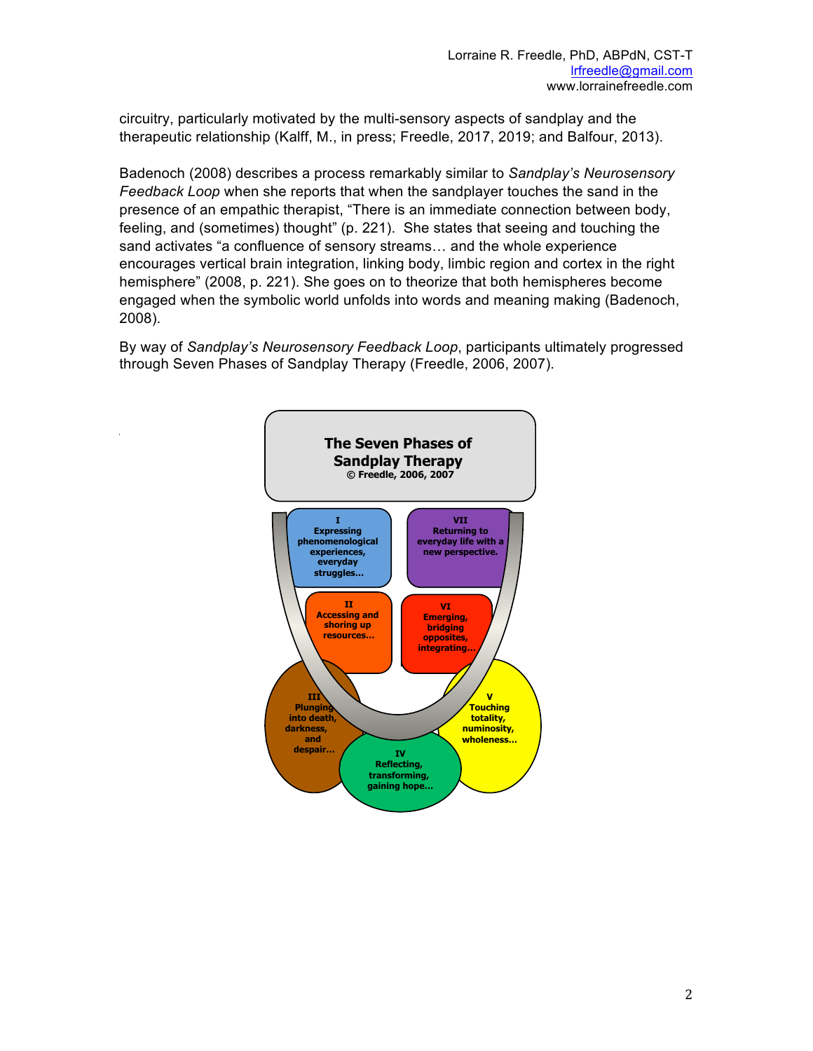circuitry, particularly motivated by the multi-sensory aspects of sandplay and the therapeutic relationship (Kalff, M., in press; Freedle, 2017, 2019; and Balfour, 2013).

Badenoch (2008) describes a process remarkably similar to *Sandplay's Neurosensory Feedback Loop* when she reports that when the sandplayer touches the sand in the presence of an empathic therapist, "There is an immediate connection between body, feeling, and (sometimes) thought" (p. 221). She states that seeing and touching the sand activates "a confluence of sensory streams… and the whole experience encourages vertical brain integration, linking body, limbic region and cortex in the right hemisphere" (2008, p. 221). She goes on to theorize that both hemispheres become engaged when the symbolic world unfolds into words and meaning making (Badenoch, 2008).

By way of *Sandplay's Neurosensory Feedback Loop*, participants ultimately progressed through Seven Phases of Sandplay Therapy (Freedle, 2006, 2007).

**The Seven Phases of Sandplay Therapy**
**© Freedle, 2006, 2007**

- **I** Expressing phenomenological experiences, everyday struggles…
- **II** Accessing and shoring up resources…
- **III** Plunging into death, darkness, and despair…
- **IV** Reflecting, transforming, gaining hope…
- **V** Touching totality, numinosity, wholeness…
- **VI** Emerging, bridging opposites, integrating…
- **VII** Returning to everyday life with a new perspective.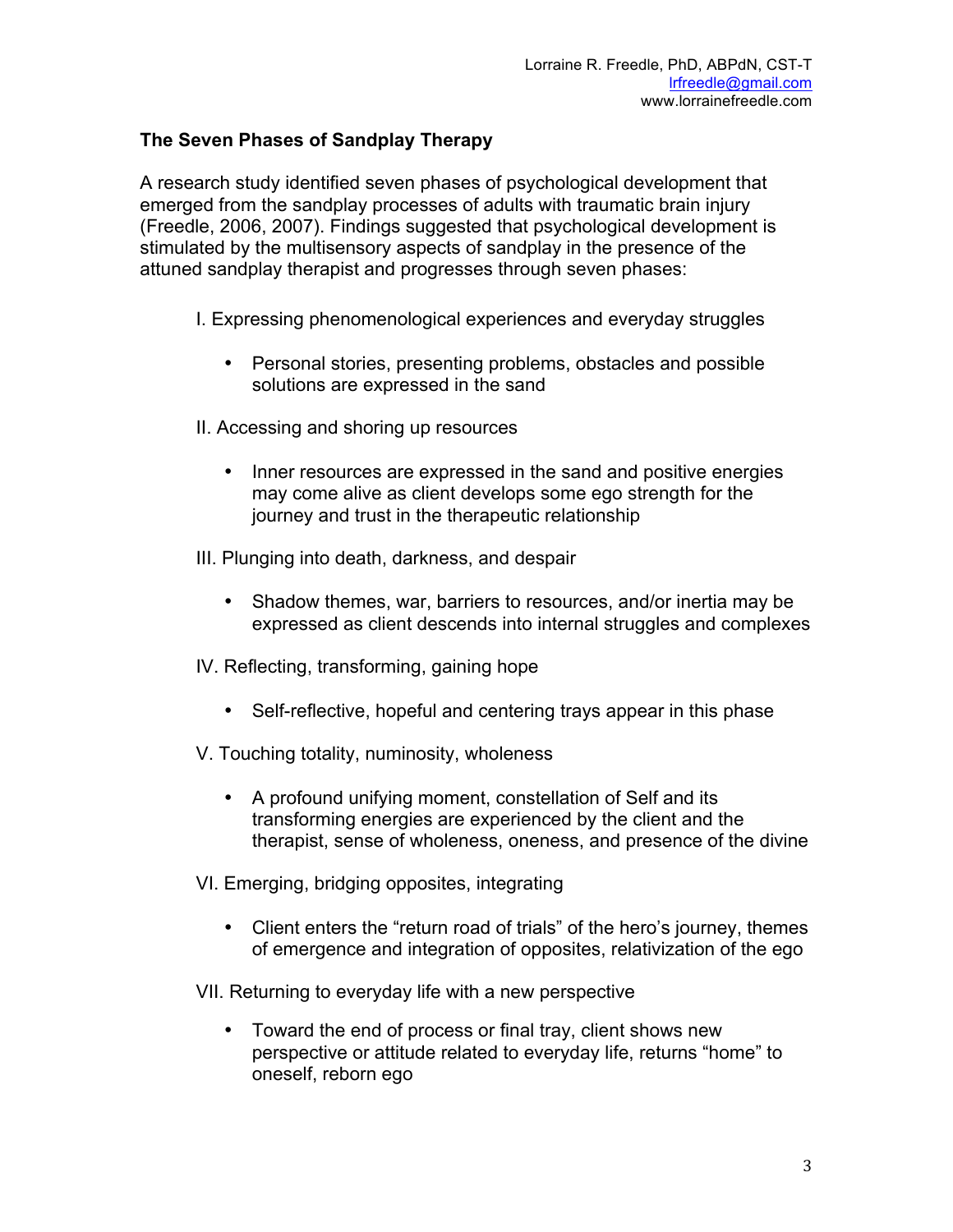Lorraine R. Freedle, PhD, ABPdN, CST-T
lrfreedle@gmail.com
www.lorrainefreedle.com

## The Seven Phases of Sandplay Therapy

A research study identified seven phases of psychological development that emerged from the sandplay processes of adults with traumatic brain injury (Freedle, 2006, 2007). Findings suggested that psychological development is stimulated by the multisensory aspects of sandplay in the presence of the attuned sandplay therapist and progresses through seven phases:

I. Expressing phenomenological experiences and everyday struggles

- Personal stories, presenting problems, obstacles and possible solutions are expressed in the sand

II. Accessing and shoring up resources

- Inner resources are expressed in the sand and positive energies may come alive as client develops some ego strength for the journey and trust in the therapeutic relationship

III. Plunging into death, darkness, and despair

- Shadow themes, war, barriers to resources, and/or inertia may be expressed as client descends into internal struggles and complexes

IV. Reflecting, transforming, gaining hope

- Self-reflective, hopeful and centering trays appear in this phase

V. Touching totality, numinosity, wholeness

- A profound unifying moment, constellation of Self and its transforming energies are experienced by the client and the therapist, sense of wholeness, oneness, and presence of the divine

VI. Emerging, bridging opposites, integrating

- Client enters the "return road of trials" of the hero's journey, themes of emergence and integration of opposites, relativization of the ego

VII. Returning to everyday life with a new perspective

- Toward the end of process or final tray, client shows new perspective or attitude related to everyday life, returns "home" to oneself, reborn ego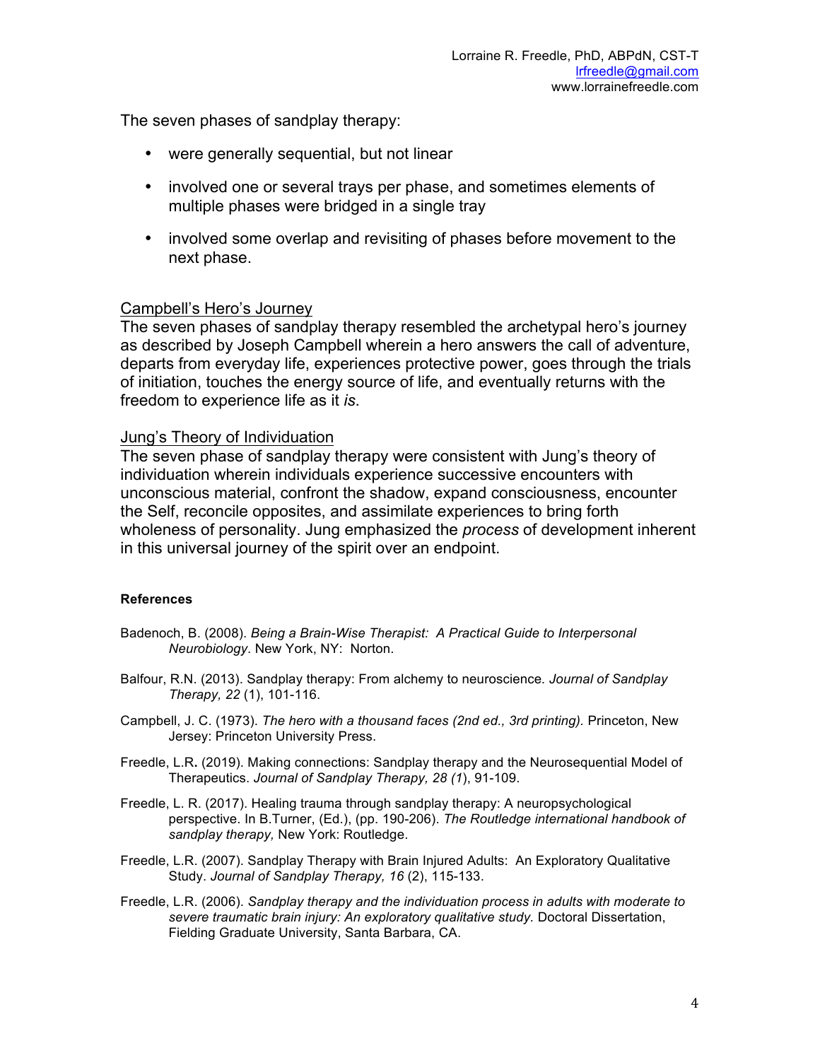The seven phases of sandplay therapy:

- were generally sequential, but not linear
- involved one or several trays per phase, and sometimes elements of multiple phases were bridged in a single tray
- involved some overlap and revisiting of phases before movement to the next phase.

<u>Campbell's Hero's Journey</u>

The seven phases of sandplay therapy resembled the archetypal hero's journey as described by Joseph Campbell wherein a hero answers the call of adventure, departs from everyday life, experiences protective power, goes through the trials of initiation, touches the energy source of life, and eventually returns with the freedom to experience life as it *is*.

<u>Jung's Theory of Individuation</u>

The seven phase of sandplay therapy were consistent with Jung's theory of individuation wherein individuals experience successive encounters with unconscious material, confront the shadow, expand consciousness, encounter the Self, reconcile opposites, and assimilate experiences to bring forth wholeness of personality. Jung emphasized the *process* of development inherent in this universal journey of the spirit over an endpoint.

**References**

Badenoch, B. (2008). *Being a Brain-Wise Therapist: A Practical Guide to Interpersonal Neurobiology*. New York, NY: Norton.

Balfour, R.N. (2013). Sandplay therapy: From alchemy to neuroscience*. Journal of Sandplay Therapy, 22* (1), 101-116.

Campbell, J. C. (1973). *The hero with a thousand faces (2nd ed., 3rd printing).* Princeton, New Jersey: Princeton University Press.

Freedle, L.R**.** (2019). Making connections: Sandplay therapy and the Neurosequential Model of Therapeutics. *Journal of Sandplay Therapy, 28 (1*), 91-109.

Freedle, L. R. (2017). Healing trauma through sandplay therapy: A neuropsychological perspective. In B.Turner, (Ed.), (pp. 190-206). *The Routledge international handbook of sandplay therapy,* New York: Routledge.

Freedle, L.R. (2007). Sandplay Therapy with Brain Injured Adults: An Exploratory Qualitative Study. *Journal of Sandplay Therapy, 16* (2), 115-133.

Freedle, L.R. (2006). *Sandplay therapy and the individuation process in adults with moderate to severe traumatic brain injury: An exploratory qualitative study.* Doctoral Dissertation, Fielding Graduate University, Santa Barbara, CA.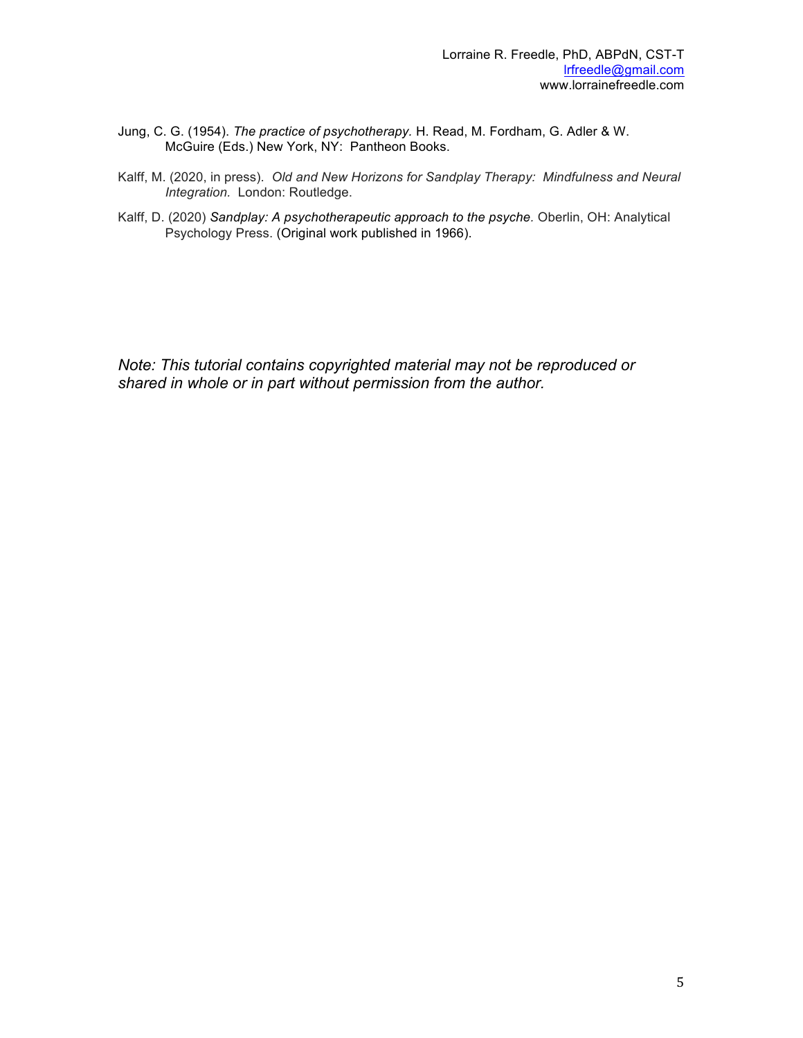Jung, C. G. (1954). *The practice of psychotherapy.* H. Read, M. Fordham, G. Adler & W. McGuire (Eds.) New York, NY: Pantheon Books.

Kalff, M. (2020, in press). *Old and New Horizons for Sandplay Therapy: Mindfulness and Neural Integration.* London: Routledge.

Kalff, D. (2020) *Sandplay: A psychotherapeutic approach to the psyche.* Oberlin, OH: Analytical Psychology Press. (Original work published in 1966).

*Note: This tutorial contains copyrighted material may not be reproduced or shared in whole or in part without permission from the author.*